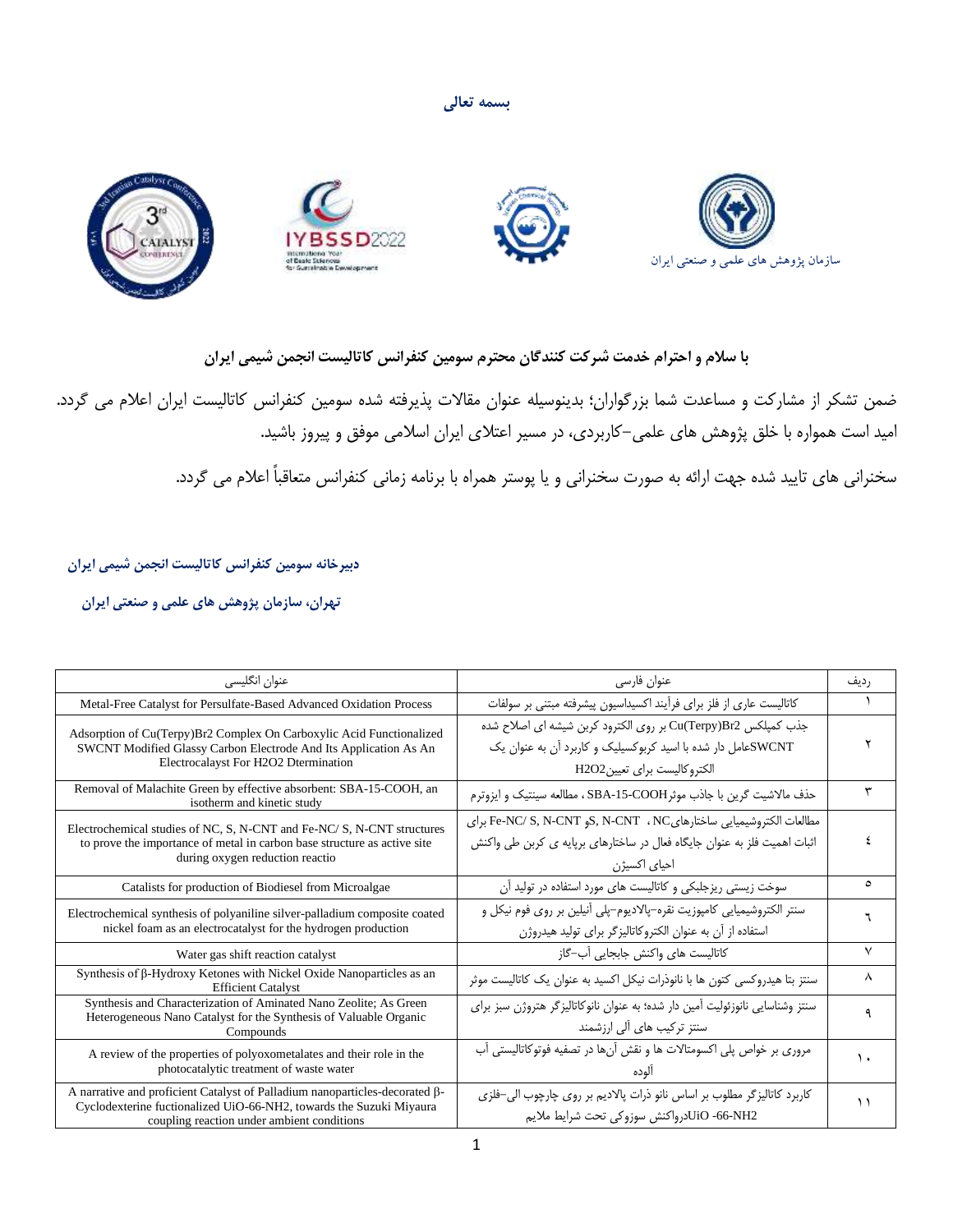**بسمه تعالی**

سازمان پژوهش های علمی و صنعتی ایران

**با سلام و احترام خدمت شرکت کنندگان محترم سومین کنفرانس کاتالیست انجمن شیمی ایران**

ضمن تشکر از مشارکت و مساعدت شما بزرگواران؛ بدینوسیله عنوان مقالات پذیرفته شده سومین کنفرانس کاتالیست ایران اعلام می گردد. امید است همواره با خلق پژوهش های علمی-کاربردی، در مسیر اعتلای ایران اسلامی موفق و پیروز باشید.

سخنرانی های تایید شده جهت ارائه به صورت سخنرانی و یا پوستر همراه با برنامه زمانی کنفرانس متعاقباً اعلام می گردد.

**دبیرخانه سومین کنفرانس کاتالیست انجمن شیمی ایران**

**تهران، سازمان پژوهش های علمی و صنعتی ایران**

| ردیف | عنوان فارسی | عنوان انگلیسی |
|---|---|---|
| ۱ | کاتالیست عاری از فلز برای فرآیند اکسیداسیون پیشرفته مبتنی بر سولفات | Metal-Free Catalyst for Persulfate-Based Advanced Oxidation Process |
| ۲ | جذب کمپلکس Cu(Terpy)Br2 بر روی الکترود کربن شیشه ای اصلاح شده SWCNTعامل دار شده با اسید کربوکسیلیک و کاربرد آن به عنوان یک الکتروکاتالیست برای تعیینH2O2 | Adsorption of Cu(Terpy)Br2 Complex On Carboxylic Acid Functionalized SWCNT Modified Glassy Carbon Electrode And Its Application As An Electrocalayst For H2O2 Dtermination |
| ۳ | حذف مالاشیت گرین با جاذب موثرSBA-15-COOH ، مطالعه سینتیک و ایزوترم | Removal of Malachite Green by effective absorbent: SBA-15-COOH, an isotherm and kinetic study |
| ٤ | مطالعات الکتروشیمیایی ساختارهایNC ، S, N-CNT وFe-NC/ S, N-CNT برای اثبات اهمیت فلز به عنوان جایگاه فعال در ساختارهای برپایه ی کربن طی واکنش احیای اکسیژن | Electrochemical studies of NC, S, N-CNT and Fe-NC/ S, N-CNT structures to prove the importance of metal in carbon base structure as active site during oxygen reduction reactio |
| ٥ | سوخت زیستی ریزجلبکی و کاتالیست های مورد استفاده در تولید آن | Catalists for production of Biodiesel from Microalgae |
| ٦ | سنتز الکتروشیمیایی کامپوزیت نقره-پالادیوم-پلی آنیلین بر روی فوم نیکل و استفاده از آن به عنوان الکتروکاتالیزگر برای تولید هیدروژن | Electrochemical synthesis of polyaniline silver-palladium composite coated nickel foam as an electrocatalyst for the hydrogen production |
| ۷ | کاتالیست های واکنش جابجایی آب-گاز | Water gas shift reaction catalyst |
| ۸ | سنتز بتا هیدروکسی کتون ها با نانوذرات نیکل اکسید به عنوان یک کاتالیست موثر | Synthesis of β-Hydroxy Ketones with Nickel Oxide Nanoparticles as an Efficient Catalyst |
| ۹ | سنتز وشناسایی نانوزئولیت آمین دار شده؛ به عنوان نانوکاتالیزگر هتروژن سبز برای سنتز ترکیب های آلی ارزشمند | Synthesis and Characterization of Aminated Nano Zeolite; As Green Heterogeneous Nano Catalyst for the Synthesis of Valuable Organic Compounds |
| ۱۰ | مروری بر خواص پلی اکسومتالات ها و نقش آن‌ها در تصفیه فوتوکاتالیستی آب آلوده | A review of the properties of polyoxometalates and their role in the photocatalytic treatment of waste water |
| ۱۱ | کاربرد کاتالیزگر مطلوب بر اساس نانو ذرات پالادیم بر روی چارچوب الی-فلزی UiO -66-NH2درواکنش سوزوکی تحت شرایط ملایم | A narrative and proficient Catalyst of Palladium nanoparticles-decorated β-Cyclodexterine fuctionalized UiO-66-NH2, towards the Suzuki Miyaura coupling reaction under ambient conditions |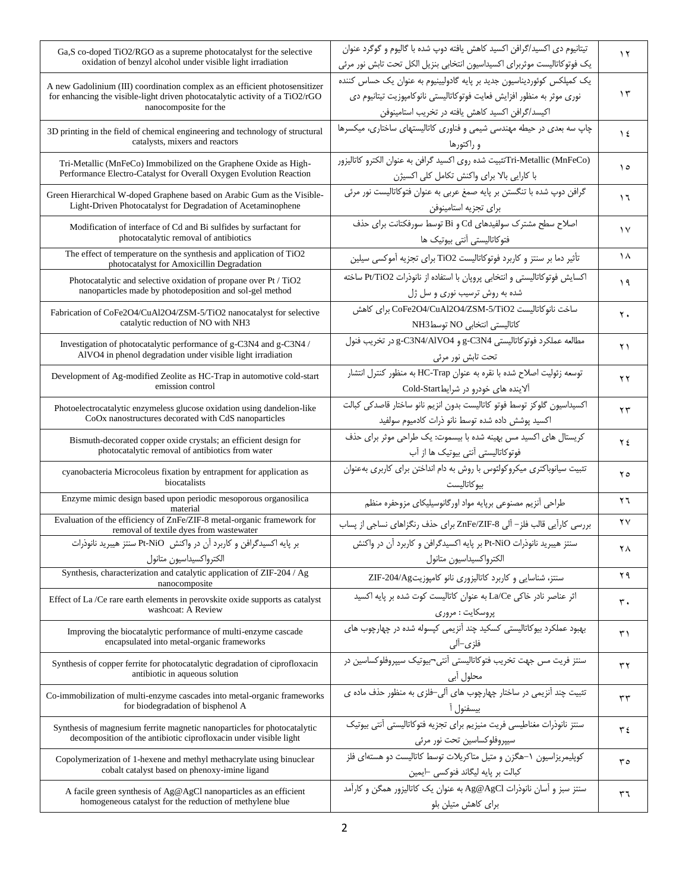| English Title | عنوان فارسی | ردیف |
|---|---|---|
| Ga,S co-doped TiO2/RGO as a supreme photocatalyst for the selective oxidation of benzyl alcohol under visible light irradiation | تیتانیوم دی اکسید/گرافن اکسید کاهش یافته دوپ شده با گالیوم و گوگرد عنوان یک فوتوکاتالیست موثربرای اکسیداسیون انتخابی بنزیل الکل تحت تابش نور مرئی | ۱۲ |
| A new Gadolinium (III) coordination complex as an efficient photosensitizer for enhancing the visible-light driven photocatalytic activity of a TiO2/rGO nanocomposite for the | یک کمپلکس کوئوردیناسیون جدید بر پایه گادولینیوم به عنوان یک حساس کننده نوری موثر به منظور افزایش فعایت فوتوکاتالیستی نانوکامپوزیت تیتانیوم دی اکسید/گرافن اکسید کاهش یافته در تخریب استامینوفن | ۱۳ |
| 3D printing in the field of chemical engineering and technology of structural catalysts, mixers and reactors | چاپ سه بعدی در حیطه مهندسی شیمی و فناوری کاتالیستهای ساختاری، میکسرها و راکتورها | ۱٤ |
| Tri-Metallic (MnFeCo) Immobilized on the Graphene Oxide as High-Performance Electro-Catalyst for Overall Oxygen Evolution Reaction | Tri-Metallic (MnFeCo)تثبیت شده روی اکسید گرافن به عنوان الکترو کاتالیزور با کارایی بالا برای واکنش تکامل کلی اکسیژن | ۱٥ |
| Green Hierarchical W-doped Graphene based on Arabic Gum as the Visible-Light-Driven Photocatalyst for Degradation of Acetaminophene | گرافن دوپ شده با تنگستن بر پایه صمغ عربی به عنوان فتوکاتالیست نور مرئی برای تجزیه استامینوفن | ۱٦ |
| Modification of interface of Cd and Bi sulfides by surfactant for photocatalytic removal of antibiotics | اصلاح سطح مشترک سولفیدهای Cd و Bi توسط سورفکتانت برای حذف فتوکاتالیستی آنتی بیوتیک ها | ۱۷ |
| The effect of temperature on the synthesis and application of TiO2 photocatalyst for Amoxicillin Degradation | تأثیر دما بر سنتز و کاربرد فوتوکاتالیست TiO2 برای تجزیه آموکسی سیلین | ۱۸ |
| Photocatalytic and selective oxidation of propane over Pt / TiO2 nanoparticles made by photodeposition and sol-gel method | اکسایش فوتوکاتالیستی و انتخابی پروپان با استفاده از نانوذرات Pt/TiO2 ساخته شده به روش ترسیب نوری و سل ژل | ۱۹ |
| Fabrication of CoFe2O4/CuAl2O4/ZSM-5/TiO2 nanocatalyst for selective catalytic reduction of NO with NH3 | ساخت نانوکاتالیست CoFe2O4/CuAl2O4/ZSM-5/TiO2 برای کاهش کاتالیستی انتخابی NO توسطNH3 | ۲۰ |
| Investigation of photocatalytic performance of g-C3N4 and g-C3N4 / AlVO4 in phenol degradation under visible light irradiation | مطالعه عملکرد فوتوکاتالیستی g-C3N4 و g-C3N4/AlVO4 در تخریب فنول تحت تابش نور مرئی | ۲۱ |
| Development of Ag-modified Zeolite as HC-Trap in automotive cold-start emission control | توسعه زئولیت اصلاح شده با نقره به عنوان HC-Trap به منظور کنترل انتشار آلاینده های خودرو در شرایطCold-Start | ۲۲ |
| Photoelectrocatalytic enzymeless glucose oxidation using dandelion-like CoOx nanostructures decorated with CdS nanoparticles | اکسیداسیون گلوکز توسط فوتو کاتالیست بدون انزیم نانو ساختار قاصدکی کبالت اکسید پوشش داده شده توسط نانو ذرات کادمیوم سولفید | ۲۳ |
| Bismuth-decorated copper oxide crystals; an efficient design for photocatalytic removal of antibiotics from water | کریستال های اکسید مس بهینه شده با بیسموت: یک طراحی موثر برای حذف فوتوکاتالیستی آنتی بیوتیک ها از آب | ۲٤ |
| cyanobacteria Microcoleus fixation by entrapment for application as biocatalists | تثبیت سیانوباکتری میکروکولئوس به روش به دام انداختن برای کاربری به‌عنوان بیوکاتالیست | ۲٥ |
| Enzyme mimic design based upon periodic mesoporous organosilica material | طراحی آنزیم مصنوعی برپایه مواد اورگانوسیلیکای مزوحفره منظم | ۲٦ |
| Evaluation of the efficiency of ZnFe/ZIF-8 metal-organic framework for removal of textile dyes from wastewater | بررسی کارآیی قالب فلز– آلی ZnFe/ZIF-8 برای حذف رنگزاهای نساجی از پساب | ۲۷ |
| بر پایه اکسیدگرافن و کاربرد آن در واکنش Pt-NiO سنتز هیبرید نانوذرات الکترواکسیداسیون متانول | سنتز هیبرید نانوذرات Pt-NiO بر پایه اکسیدگرافن و کاربرد آن در واکنش الکترواکسیداسیون متانول | ۲۸ |
| Synthesis, characterization and catalytic application of ZIF-204 / Ag nanocomposite | سنتز، شناسایی و کاربرد کاتالیزوری نانو کامپوزیتZIF-204/Ag | ۲۹ |
| Effect of La /Ce rare earth elements in perovskite oxide supports as catalyst washcoat: A Review | اثر عناصر نادر خاکی La/Ce به عنوان کاتالیست کوت شده بر پایه اکسید پروسکایت : مروری | ۳۰ |
| Improving the biocatalytic performance of multi-enzyme cascade encapsulated into metal-organic frameworks | بهبود عملکرد بیوکاتالیستی کسکید چند آنزیمی کپسوله شده در چهارچوب های فلزی–آلی | ۳۱ |
| Synthesis of copper ferrite for photocatalytic degradation of ciprofloxacin antibiotic in aqueous solution | سنتز فریت مس جهت تخریب فتوکاتالیستی آنتی¬بیوتیک سیپروفلوکساسین در محلول آبی | ۳۲ |
| Co-immobilization of multi-enzyme cascades into metal-organic frameworks for biodegradation of bisphenol A | تثبیت چند آنزیمی در ساختار چهارچوب های آلی–فلزی به منظور حذف ماده ی بیسفنول آ | ۳۳ |
| Synthesis of magnesium ferrite magnetic nanoparticles for photocatalytic decomposition of the antibiotic ciprofloxacin under visible light | سنتز نانوذرات مغناطیسی فریت منیزیم برای تجزیه فتوکاتالیستی آنتی بیوتیک سیپروفلوکساسین تحت نور مرئی | ۳٤ |
| Copolymerization of 1-hexene and methyl methacrylate using binuclear cobalt catalyst based on phenoxy-imine ligand | کوپلیمریزاسیون ۱–هگزن و متیل متاکریلات توسط کاتالیست دو هسته‌ای فلز کبالت بر پایه لیگاند فنوکسی –ایمین | ۳٥ |
| A facile green synthesis of Ag@AgCl nanoparticles as an efficient homogeneous catalyst for the reduction of methylene blue | سنتز سبز و آسان نانوذرات Ag@AgCl به عنوان یک کاتالیزور همگن و کارآمد برای کاهش متیلن بلو | ۳٦ |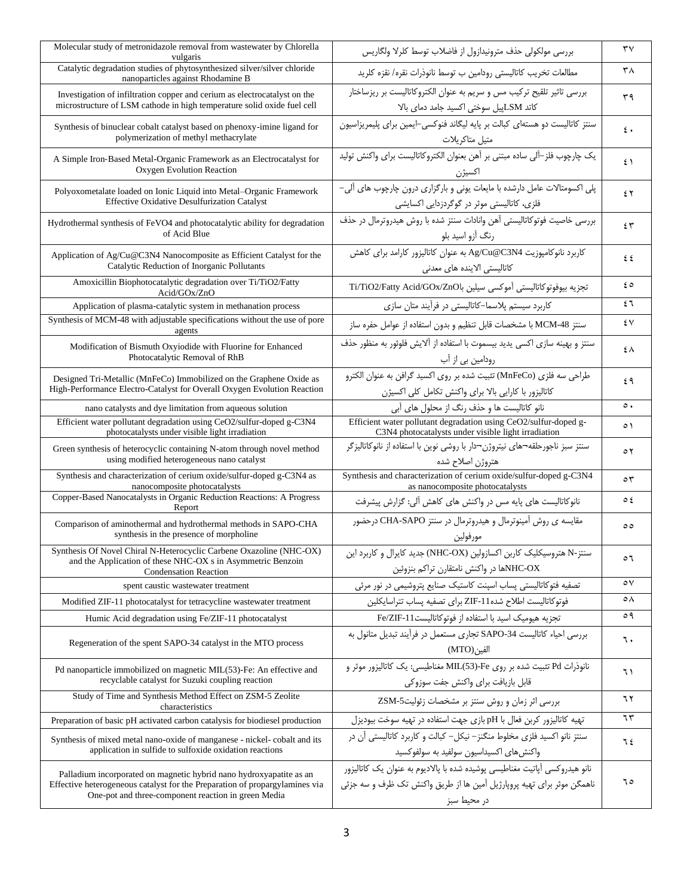| Molecular study of metronidazole removal from wastewater by Chlorella vulgaris | بررسی مولکولی حذف مترونیدازول از فاضلاب توسط کلرلا ولگاریس | ۳۷ |
|---|---|---|
| Catalytic degradation studies of phytosynthesized silver/silver chloride nanoparticles against Rhodamine B | مطالعات تخریب کاتالیستی رودامین ب توسط نانوذرات نقره/ نقره کلرید | ۳۸ |
| Investigation of infiltration copper and cerium as electrocatalyst on the microstructure of LSM cathode in high temperature solid oxide fuel cell | بررسی تاثیر تلقیح ترکیب مس و سریم به عنوان الکتروکاتالیست بر ریزساختار کاتد LSMپیل سوختی اکسید جامد دمای بالا | ۳۹ |
| Synthesis of binuclear cobalt catalyst based on phenoxy-imine ligand for polymerization of methyl methacrylate | سنتز کاتالیست دو هسته‌ای کبالت بر پایه لیگاند فنوکسی–ایمین برای پلیمریزاسیون متیل متاکریلات | ٤٠ |
| A Simple Iron-Based Metal-Organic Framework as an Electrocatalyst for Oxygen Evolution Reaction | یک چارچوب فلز–آلی ساده مبتنی بر آهن بعنوان الکتروکاتالیست برای واکنش تولید اکسیژن | ٤١ |
| Polyoxometalate loaded on Ionic Liquid into Metal–Organic Framework Effective Oxidative Desulfurization Catalyst | پلی اکسومتالات عامل دارشده با مایعات یونی و بارگزاری درون چارچوب های آلی–فلزی، کاتالیستی موثر در گوگردزدایی اکسایشی | ٤٢ |
| Hydrothermal synthesis of FeVO4 and photocatalytic ability for degradation of Acid Blue | بررسی خاصیت فوتوکاتالیستی آهن وانادات سنتز شده با روش هیدروترمال در حذف رنگ آزو اسید بلو | ٤٣ |
| Application of Ag/Cu@C3N4 Nanocomposite as Efficient Catalyst for the Catalytic Reduction of Inorganic Pollutants | کاربرد نانوکامپوزیت Ag/Cu@C3N4 به عنوان کاتالیزور کارامد برای کاهش کاتالیستی الاینده های معدنی | ٤٤ |
| Amoxicillin Biophotocatalytic degradation over Ti/TiO2/Fatty Acid/GOx/ZnO | تجزیه بیوفوتوکاتالیستی آموکسی سیلین باTi/TiO2/Fatty Acid/GOx/ZnO | ٤٥ |
| Application of plasma-catalytic system in methanation process | کاربرد سیستم پلاسما–کاتالیستی در فرآیند متان سازی | ٤٦ |
| Synthesis of MCM-48 with adjustable specifications without the use of pore agents | سنتز MCM-48 با مشخصات قابل تنظیم و بدون استفاده از عوامل حفره ساز | ٤٧ |
| Modification of Bismuth Oxyiodide with Fluorine for Enhanced Photocatalytic Removal of RhB | سنتز و بهینه سازی اکسی یدید بیسموت با استفاده از آلایش فلوئور به منظور حذف رودامین بی از آب | ٤٨ |
| Designed Tri-Metallic (MnFeCo) Immobilized on the Graphene Oxide as High-Performance Electro-Catalyst for Overall Oxygen Evolution Reaction | طراحی سه فلزی (MnFeCo) تثبیت شده بر روی اکسید گرافن به عنوان الکترو کاتالیزور با کارایی بالا برای واکنش تکامل کلی اکسیژن | ٤٩ |
| nano catalysts and dye limitation from aqueous solution | نانو کاتالیست ها و حذف رنگ از محلول های آبی | ٥٠ |
| Efficient water pollutant degradation using CeO2/sulfur-doped g-C3N4 photocatalysts under visible light irradiation | Efficient water pollutant degradation using CeO2/sulfur-doped g-C3N4 photocatalysts under visible light irradiation | ٥١ |
| Green synthesis of heterocyclic containing N-atom through novel method using modified heterogeneous nano catalyst | سنتز سبز ناجورحلقه¬های نیتروژن¬دار با روشی نوین با استفاده از نانوکاتالیزگر هتروژن اصلاح شده | ٥٢ |
| Synthesis and characterization of cerium oxide/sulfur-doped g-C3N4 as nanocomposite photocatalysts | Synthesis and characterization of cerium oxide/sulfur-doped g-C3N4 as nanocomposite photocatalysts | ٥٣ |
| Copper-Based Nanocatalysts in Organic Reduction Reactions: A Progress Report | نانوکاتالیست های پایه مس در واکنش های کاهش آلی: گزارش پیشرفت | ٥٤ |
| Comparison of aminothermal and hydrothermal methods in SAPO-CHA synthesis in the presence of morpholine | مقایسه ی روش آمینوترمال و هیدروترمال در سنتز CHA-SAPO درحضور مورفولین | ٥٥ |
| Synthesis Of Novel Chiral N-Heterocyclic Carbene Oxazoline (NHC-OX) and the Application of these NHC-OX s in Asymmetric Benzoin Condensation Reaction | سنتز-N هتروسیکلیک کاربن اکسازولین (NHC-OX) جدید کایرال و کاربرد این NHC-OXها در واکنش نامتقارن تراکم بنزوئین | ٥٦ |
| spent caustic wastewater treatment | تصفیه فتوکاتالیستی پساب اسپنت کاستیک صنایع پتروشیمی در نور مرئی | ٥٧ |
| Modified ZIF-11 photocatalyst for tetracycline wastewater treatment | فوتوکاتالیست اطلاح شدهZIF-11 برای تصفیه پساب تتراسایکلین | ٥٨ |
| Humic Acid degradation using Fe/ZIF-11 photocatalyst | تجزیه هیومیک اسید با استفاده از فوتوکاتالیستFe/ZIF-11 | ٥٩ |
| Regeneration of the spent SAPO-34 catalyst in the MTO process | بررسی احیاء کاتالیست SAPO-34 تجاری مستعمل در فرآیند تبدیل متانول به الفین(MTO) | ٦٠ |
| Pd nanoparticle immobilized on magnetic MIL(53)-Fe: An effective and recyclable catalyst for Suzuki coupling reaction | نانوذرات Pd تثبیت شده بر روی MIL(53)-Fe مغناطیسی: یک کاتالیزور موثر و قابل بازیافت برای واکنش جفت سوزوکی | ٦١ |
| Study of Time and Synthesis Method Effect on ZSM-5 Zeolite characteristics | بررسی اثر زمان و روش سنتز بر مشخصات زئولیتZSM-5 | ٦٢ |
| Preparation of basic pH activated carbon catalysis for biodiesel production | تهیه کاتالیزور کربن فعال با pH بازی جهت استفاده در تهیه سوخت بیودیزل | ٦٣ |
| Synthesis of mixed metal nano-oxide of manganese - nickel- cobalt and its application in sulfide to sulfoxide oxidation reactions | سنتز نانو اکسید فلزی مخلوط منگنز– نیکل– کبالت و کاربرد کاتالیستی آن در واکنش‌های اکسیداسیون سولفید به سولفوکسید | ٦٤ |
| Palladium incorporated on magnetic hybrid nano hydroxyapatite as an Effective heterogeneous catalyst for the Preparation of propargylamines via One-pot and three-component reaction in green Media | نانو هیدروکسی آپاتیت مغناطیسی پوشیده شده با پالادیوم به عنوان یک کاتالیزور ناهمگن موثر برای تهیه پروپارژیل آمین ها از طریق واکنش تک ظرف و سه جزئی در محیط سبز | ٦٥ |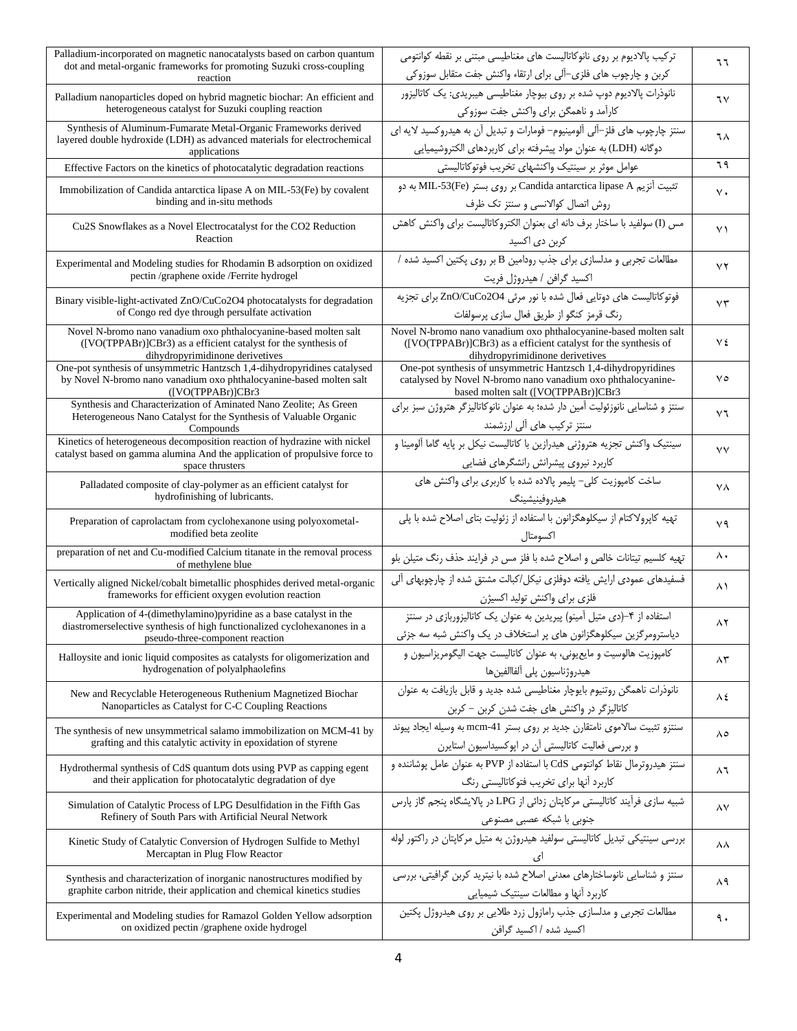| Palladium-incorporated on magnetic nanocatalysts based on carbon quantum dot and metal-organic frameworks for promoting Suzuki cross-coupling reaction | ترکیب پالادیوم بر روی نانوکاتالیست های مغناطیسی مبتنی بر نقطه کوانتومی کربن و چارچوب های فلزی-آلی برای ارتقاء واکنش جفت متقابل سوزوکی | ٦٦ |
|---|---|---|
| Palladium nanoparticles doped on hybrid magnetic biochar: An efficient and heterogeneous catalyst for Suzuki coupling reaction | نانوذرات پالادیوم دوپ شده بر روی بیوچار مغناطیسی هیبریدی: یک کاتالیزور کارآمد و ناهمگن برای واکنش جفت سوزوکی | ٦٧ |
| Synthesis of Aluminum-Fumarate Metal-Organic Frameworks derived layered double hydroxide (LDH) as advanced materials for electrochemical applications | سنتز چارچوب های فلز-آلی آلومینیوم- فومارات و تبدیل آن به هیدروکسید لایه ای دوگانه (LDH) به عنوان مواد پیشرفته برای کاربردهای الکتروشیمیایی | ٦٨ |
| Effective Factors on the kinetics of photocatalytic degradation reactions | عوامل موثر بر سینتیک واکنشهای تخریب فوتوکاتالیستی | ٦٩ |
| Immobilization of Candida antarctica lipase A on MIL-53(Fe) by covalent binding and in-situ methods | تثبیت آنزیم Candida antarctica lipase A بر روی بستر MIL-53(Fe) به دو روش اتصال کووالانسی و سنتز تک ظرف | ٧٠ |
| Cu2S Snowflakes as a Novel Electrocatalyst for the CO2 Reduction Reaction | مس (I) سولفید با ساختار برف دانه ای به عنوان الکتروکاتالیست برای واکنش کاهش کربن دی اکسید | ٧١ |
| Experimental and Modeling studies for Rhodamin B adsorption on oxidized pectin /graphene oxide /Ferrite hydrogel | مطالعات تجربی و مدلسازی برای جذب رودامین B بر روی پکتین اکسید شده / اکسید گرافن / هیدروژل فریت | ٧٢ |
| Binary visible-light-activated ZnO/CuCo2O4 photocatalysts for degradation of Congo red dye through persulfate activation | فوتوکاتالیست های دوتایی فعال شده با نور مرئی ZnO/CuCo2O4 برای تجزیه رنگ قرمز کنگو از طریق فعال سازی پرسولفات | ٧٣ |
| Novel N-bromo nano vanadium oxo phthalocyanine-based molten salt ([VO(TPPABr)]CBr3) as a efficient catalyst for the synthesis of dihydropyrimidinone derivetives | Novel N-bromo nano vanadium oxo phthalocyanine-based molten salt ([VO(TPPABr)]CBr3) as a efficient catalyst for the synthesis of dihydropyrimidinone derivetives | ٧٤ |
| One-pot synthesis of unsymmetric Hantzsch 1,4-dihydropyridines catalysed by Novel N-bromo nano vanadium oxo phthalocyanine-based molten salt ([VO(TPPABr)]CBr3 | One-pot synthesis of unsymmetric Hantzsch 1,4-dihydropyridines catalysed by Novel N-bromo nano vanadium oxo phthalocyanine-based molten salt ([VO(TPPABr)]CBr3 | ٧٥ |
| Synthesis and Characterization of Aminated Nano Zeolite; As Green Heterogeneous Nano Catalyst for the Synthesis of Valuable Organic Compounds | سنتز و شناسایی نانوزئولیت آمین دار شده: به عنوان نانوکاتالیزگر هتروژن سبز برای سنتز ترکیب های آلی ارزشمند | ٧٦ |
| Kinetics of heterogeneous decomposition reaction of hydrazine with nickel catalyst based on gamma alumina And the application of propulsive force to space thrusters | سینتیک واکنش تجزیه هتروژنی هیدرازین با کاتالیست نیکل بر پایه گاما آلومینا و کاربرد نیروی پیشرانش رانشگرهای فضایی | ٧٧ |
| Palladated composite of clay-polymer as an efficient catalyst for hydrofinishing of lubricants. | ساخت کامپوزیت کلی- پلیمر پالاده شده با کاربری برای واکنش های هیدروفینیشینگ | ٧٨ |
| Preparation of caprolactam from cyclohexanone using polyoxometal-modified beta zeolite | تهیه کاپرولاکتام از سیکلوهگزانون با استفاده از زئولیت بتای اصلاح شده با پلی اکسومتال | ٧٩ |
| preparation of net and Cu-modified Calcium titanate in the removal process of methylene blue | تهیه کلسیم تیتانات خالص و اصلاح شده با فلز مس در فرایند حذف رنگ متیلن بلو | ٨٠ |
| Vertically aligned Nickel/cobalt bimetallic phosphides derived metal-organic frameworks for efficient oxygen evolution reaction | فسفیدهای عمودی ارایش یافته دوفلزی نیکل/کبالت مشتق شده از چارچوبهای آلی فلزی برای واکنش تولید اکسیژن | ٨١ |
| Application of 4-(dimethylamino)pyridine as a base catalyst in the diastromerselective synthesis of high functionalized cyclohexanones in a pseudo-three-component reaction | استفاده از ۴-(دی متیل آمینو) پیریدین به عنوان یک کاتالیزوربازی در سنتز دیاسترومرگزین سیکلوهگزانون های پر استخلاف در یک واکنش شبه سه جزئی | ٨٢ |
| Halloysite and ionic liquid composites as catalysts for oligomerization and hydrogenation of polyalphaolefins | کامپوزیت هالوسیت و مایع‌یونی، به عنوان کاتالیست جهت الیگومریزاسیون و هیدروژناسیون پلی آلفاالفین‌ها | ٨٣ |
| New and Recyclable Heterogeneous Ruthenium Magnetized Biochar Nanoparticles as Catalyst for C-C Coupling Reactions | نانوذرات ناهمگن روتنیوم بایوچار مغناطیسی شده جدید و قابل بازیافت به عنوان کاتالیزگر در واکنش های جفت شدن کربن - کربن | ٨٤ |
| The synthesis of new unsymmetrical salamo immobilization on MCM-41 by grafting and this catalytic activity in epoxidation of styrene | سنتزو تثبیت سالاموی نامتقارن جدید بر روی بستر mcm-41 به وسیله ایجاد پیوند و بررسی فعالیت کاتالیستی آن در اپوکسیداسیون استایرن | ٨٥ |
| Hydrothermal synthesis of CdS quantum dots using PVP as capping egent and their application for photocatalytic degradation of dye | سنتز هیدروترمال نقاط کوانتومی CdS با استفاده از PVP به عنوان عامل پوشاننده و کاربرد آنها برای تخریب فتوکاتالیستی رنگ | ٨٦ |
| Simulation of Catalytic Process of LPG Desulfidation in the Fifth Gas Refinery of South Pars with Artificial Neural Network | شبیه سازی فرآیند کاتالیستی مرکاپتان زدائی از LPG در پالایشگاه پنجم گاز پارس جنوبی با شبکه عصبی مصنوعی | ٨٧ |
| Kinetic Study of Catalytic Conversion of Hydrogen Sulfide to Methyl Mercaptan in Plug Flow Reactor | بررسی سینتیکی تبدیل کاتالیستی سولفید هیدروژن به متیل مرکاپتان در راکتور لوله ای | ٨٨ |
| Synthesis and characterization of inorganic nanostructures modified by graphite carbon nitride, their application and chemical kinetics studies | سنتز و شناسایی نانوساختارهای معدنی اصلاح شده با نیترید کربن گرافیتی، بررسی کاربرد آنها و مطالعات سینتیک شیمیایی | ٨٩ |
| Experimental and Modeling studies for Ramazol Golden Yellow adsorption on oxidized pectin /graphene oxide hydrogel | مطالعات تجربی و مدلسازی جذب رامازول زرد طلایی بر روی هیدروژل پکتین اکسید شده / اکسید گرافن | ٩٠ |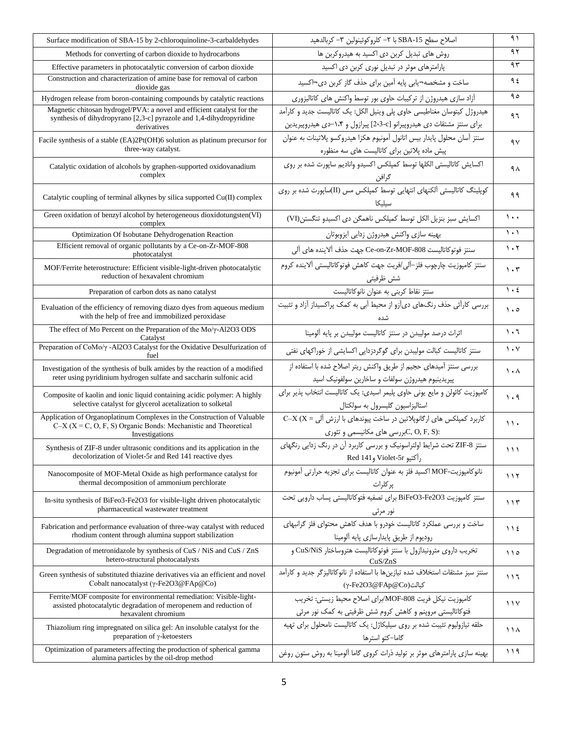| Surface modification of SBA-15 by 2-chloroquinoline-3-carbaldehydes | اصلاح سطح SBA-15 با ۲- کلروکوئینولین ۳- کربالدهید | ۹۱ |
|---|---|---|
| Methods for converting of carbon dioxide to hydrocarbons | روش های تبدیل کربن دی اکسید به هیدروکربن ها | ۹۲ |
| Effective parameters in photocatalytic conversion of carbon dioxide | پارامترهای موثر در تبدیل نوری کربن دی اکسید | ۹۳ |
| Construction and characterization of amine base for removal of carbon dioxide gas | ساخت و مشخصه¬یابی پایه آمین برای حذف گاز کربن دی¬اکسید | ۹٤ |
| Hydrogen release from boron-containing compounds by catalytic reactions | آزاد سازی هیدروژن از ترکیبات حاوی بور توسط واکنش های کاتالیزوری | ۹٥ |
| Magnetic chitosan hydrogel/PVA: a novel and efficient catalyst for the synthesis of dihydropyrano [2,3-c] pyrazole and 1,4-dihydropyridine derivatives | هیدروژل کیتوسان مغناطیسی حاوی پلی وینیل الکل: یک کاتالیست جدید و کارآمد برای سنتز مشتقات دی هیدروپیرانو [2،3-c] پیرازول و ۱،۴-دی هیدروپیریدین | ۹٦ |
| Facile synthesis of a stable (EA)2Pt(OH)6 solution as platinum precursor for three-way catalyst. | سنتز آسان محلول پایدار بیس اتانول آمونیوم هکزا هیدروکسو پلاتینات به عنوان پیش ماده پلاتین برای کاتالیست های سه منظوره | ۹۷ |
| Catalytic oxidation of alcohols by graphen-supported oxidovanadium complex | اکسایش کاتالیستی الکلها توسط کمپلکس اکسیدو وانادیم ساپورت شده بر روی گرافن | ۹۸ |
| Catalytic coupling of terminal alkynes by silica supported Cu(II) complex | کوپلینگ کاتالیستی آلکنهای انتهایی توسط کمپلکس مس (II)ساپورت شده بر روی سیلیکا | ۹۹ |
| Green oxidation of benzyl alcohol by heterogeneous dioxidotungsten(VI) complex | اکسایش سبز بنزیل الکل توسط کمپلکس ناهمگن دی اکسیدو تنگستن(VI) | ۱۰۰ |
| Optimization Of Isobutane Dehydrogenation Reaction | بهینه سازی واکنش هیدروژن زدایی ایزوبوتان | ۱۰۱ |
| Efficient removal of organic pollutants by a Ce-on-Zr-MOF-808 photocatalyst | سنتز فوتوکاتالیست Ce-on-Zr-MOF-808 جهت حذف آلاینده های آلی | ۱۰۲ |
| MOF/Ferrite heterostructure: Efficient visible-light-driven photocatalytic reduction of hexavalent chromium | سنتز کامپوزیت چارچوب فلز-آلی/فریت جهت کاهش فوتوکاتالیستی آلاینده کروم شش ظرفیتی | ۱۰۳ |
| Preparation of carbon dots as nano catalyst | سنتز نقاط کربنی به عنوان نانوکاتالیست | ۱۰٤ |
| Evaluation of the efficiency of removing diazo dyes from aqueous medium with the help of free and immobilized peroxidase | بررسی کارآئی حذف رنگ‌های دی‌آزو از محیط آبی به کمک پراکسیداز آزاد و تثبیت شده | ۱۰٥ |
| The effect of Mo Percent on the Preparation of the Mo/γ-Al2O3 ODS Catalyst | اثرات درصد مولیبدن در سنتز کاتالیست مولیبدن بر پایه آلومینا | ۱۰٦ |
| Preparation of CoMo/γ -Al2O3 Catalyst for the Oxidative Desulfurization of fuel | سنتز کاتالیست کبالت مولیبدن برای گوگردزدایی اکسایشی از خوراکهای نفتی | ۱۰۷ |
| Investigation of the synthesis of bulk amides by the reaction of a modified reter using pyridinium hydrogen sulfate and saccharin sulfonic acid | بررسی سنتز آمیدهای حجیم از طریق واکنش ریتر اصلاح شده با استفاده از پیریدینیوم هیدروژن سولفات و ساخارین سولفونیک اسید | ۱۰۸ |
| Composite of kaolin and ionic liquid containing acidic polymer: A highly selective catalyst for glycerol acetalization to solketal | کامپوزیت کائولن و مایع یونی حاوی پلیمر اسیدی: یک کاتالیست انتخاب پذیر برای استالیزاسیون گلیسرول به سولکتال | ۱۰۹ |
| Application of Organoplatinum Complexes in the Construction of Valuable C–X (X = C, O, F, S) Organic Bonds: Mechanistic and Theoretical Investigations | کاربرد کمپلکس های ارگانوپلاتین در ساخت پیوندهای با ارزش آلی C–X (X = C, O, F, S): بررسی های مکانیسمی و تئوری | ۱۱۰ |
| Synthesis of ZIF-8 under ultrasonic conditions and its application in the decolorization of Violet-5r and Red 141 reactive dyes | سنتز ZIF-8 تحت شرایط اولتراسونیک و بررسی کاربرد آن در رنگ زدایی رنگهای رآکتیو Violet-5r و Red 141 | ۱۱۱ |
| Nanocomposite of MOF-Metal Oxide as high performance catalyst for thermal decomposition of ammonium perchlorate | نانوکامپوزیت-MOF اکسید فلز به عنوان کاتالیست برای تجزیه حرارتی آمونیوم پرکلرات | ۱۱۲ |
| In-situ synthesis of BiFeo3-Fe2O3 for visible-light driven photocatalytic pharmaceutical wastewater treatment | سنتز کامپوزیت BiFeO3-Fe2O3 برای تصفیه فتوکاتالیستی پساب دارویی تحت نور مرئی | ۱۱۳ |
| Fabrication and performance evaluation of three-way catalyst with reduced rhodium content through alumina support stabilization | ساخت و بررسی عملکرد کاتالیست خودرو با هدف کاهش محتوای فلز گرانبهای روديوم از طریق پایدارسازی پایه آلومینا | ۱۱٤ |
| Degradation of metronidazole by synthesis of CuS / NiS and CuS / ZnS hetero-structural photocatalysts | تخریب داروی مترونیدازول با سنتز فوتوکاتالیست هتروساختار CuS/NiS و CuS/ZnS | ۱۱٥ |
| Green synthesis of substituted thiazine derivatives via an efficient and novel Cobalt nanocatalyst (γ-Fe2O3@FAp@Co) | سنتز سبز مشتقات استخلاف شده تیازین‌ها با استفاده از نانوکاتالیزگر جدید و کارآمد کبالت(γ-Fe2O3@FAp@Co) | ۱۱٦ |
| Ferrite/MOF composite for environmental remediation: Visible-light-assisted photocatalytic degradation of meropenem and reduction of hexavalent chromium | کامپوزیت نیکل فریت MOF-808/برای اصلاح محیط زیستی: تخریب فتوکاتالیستی مروپنم و کاهش کروم شش ظرفیتی به کمک نور مرئی | ۱۱۷ |
| Thiazolium ring impregnated on silica gel: An insoluble catalyst for the preparation of γ-ketoesters | حلقه تیازولیوم تثبیت شده بر روی سیلیکاژل: یک کاتالیست نامحلول برای تهیه گاما-کتو استرها | ۱۱۸ |
| Optimization of parameters affecting the production of spherical gamma alumina particles by the oil-drop method | بهینه سازی پارامترهای موثر بر تولید ذرات کروی گاما آلومینا به روش ستون روغن | ۱۱۹ |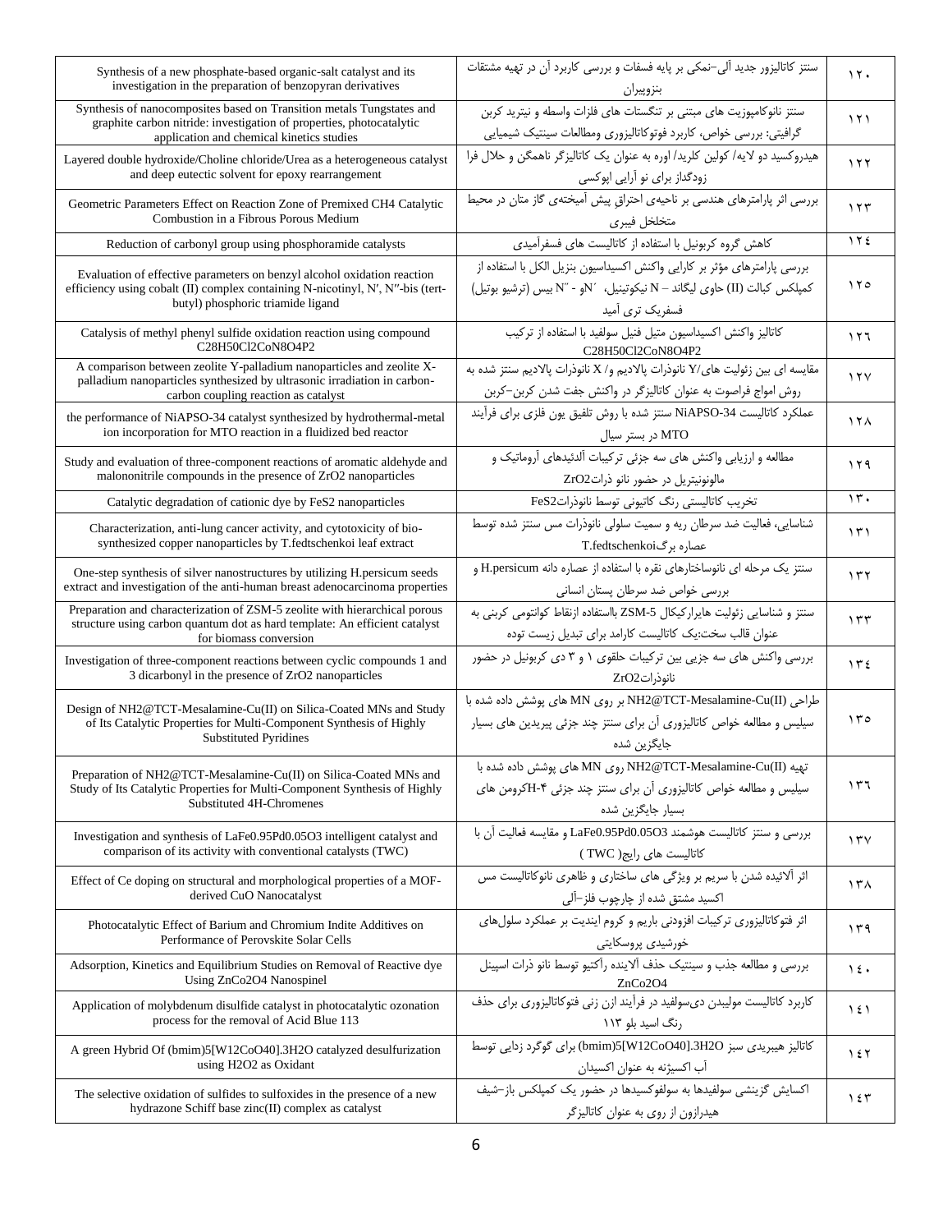| Title (English) | عنوان | ردیف |
|---|---|---|
| Synthesis of a new phosphate-based organic-salt catalyst and its investigation in the preparation of benzopyran derivatives | سنتز کاتالیزور جدید آلی-نمکی بر پایه فسفات و بررسی کاربرد آن در تهیه مشتقات بنزوپیران | ۱۲۰ |
| Synthesis of nanocomposites based on Transition metals Tungstates and graphite carbon nitride: investigation of properties, photocatalytic application and chemical kinetics studies | سنتز نانوکامپوزیت های مبتنی بر تنگستات های فلزات واسطه و نیترید کربن گرافیتی: بررسی خواص، کاربرد فوتوکاتالیزوری ومطالعات سینتیک شیمیایی | ۱۲۱ |
| Layered double hydroxide/Choline chloride/Urea as a heterogeneous catalyst and deep eutectic solvent for epoxy rearrangement | هیدروکسید دو لایه/ کولین کلرید/ اوره به عنوان یک کاتالیزگر ناهمگن و حلال فرا زودگداز برای نو آرایی اپوکسی | ۱۲۲ |
| Geometric Parameters Effect on Reaction Zone of Premixed CH4 Catalytic Combustion in a Fibrous Porous Medium | بررسی اثر پارامترهای هندسی بر ناحیه‌ی احتراق پیش آمیخته‌ی گاز متان در محیط متخلخل فیبری | ۱۲۳ |
| Reduction of carbonyl group using phosphoramide catalysts | کاهش گروه کربونیل با استفاده از کاتالیست های فسفرآمیدی | ۱۲۴ |
| Evaluation of effective parameters on benzyl alcohol oxidation reaction efficiency using cobalt (II) complex containing N-nicotinyl, N′, N″-bis (tert-butyl) phosphoric triamide ligand | بررسی پارامترهای مؤثر بر کارایی واکنش اکسیداسیون بنزیل الکل با استفاده از کمپلکس کبالت (II) حاوی لیگاند – N نیکوتینیل، ′N و - ″N بیس (ترشیو بوتیل) فسفریک تری آمید | ۱۲۵ |
| Catalysis of methyl phenyl sulfide oxidation reaction using compound C28H50Cl2CoN8O4P2 | کاتالیز واکنش اکسیداسیون متیل فنیل سولفید با استفاده از ترکیب C28H50Cl2CoN8O4P2 | ۱۲۶ |
| A comparison between zeolite Y-palladium nanoparticles and zeolite X-palladium nanoparticles synthesized by ultrasonic irradiation in carbon-carbon coupling reaction as catalyst | مقایسه ای بین زئولیت های Y/ نانوذرات پالادیم و/ X نانوذرات پالادیم سنتز شده به روش امواج فراصوت به عنوان کاتالیزگر در واکنش جفت شدن کربن-کربن | ۱۲۷ |
| the performance of NiAPSO-34 catalyst synthesized by hydrothermal-metal ion incorporation for MTO reaction in a fluidized bed reactor | عملکرد کاتالیست NiAPSO-34 سنتز شده با روش تلفیق یون فلزی برای فرآیند MTO در بستر سیال | ۱۲۸ |
| Study and evaluation of three-component reactions of aromatic aldehyde and malononitrile compounds in the presence of ZrO2 nanoparticles | مطالعه و ارزیابی واکنش های سه جزئی ترکیبات آلدئیدهای آروماتیک و مالونونیتریل در حضور نانو ذرات ZrO2 | ۱۲۹ |
| Catalytic degradation of cationic dye by FeS2 nanoparticles | تخریب کاتالیستی رنگ کاتیونی توسط نانوذرات FeS2 | ۱۳۰ |
| Characterization, anti-lung cancer activity, and cytotoxicity of bio-synthesized copper nanoparticles by T.fedtschenkoi leaf extract | شناسایی، فعالیت ضد سرطان ریه و سمیت سلولی نانوذرات مس سنتز شده توسط عصاره برگ T.fedtschenkoi | ۱۳۱ |
| One-step synthesis of silver nanostructures by utilizing H.persicum seeds extract and investigation of the anti-human breast adenocarcinoma properties | سنتز یک مرحله ای نانوساختارهای نقره با استفاده از عصاره دانه H.persicum و بررسی خواص ضد سرطان پستان انسانی | ۱۳۲ |
| Preparation and characterization of ZSM-5 zeolite with hierarchical porous structure using carbon quantum dot as hard template: An efficient catalyst for biomass conversion | سنتز و شناسایی زئولیت هایرارکیکال ZSM-5 بااستفاده ازنقاط کوانتومی کربنی به عنوان قالب سخت:یک کاتالیست کارامد برای تبدیل زیست توده | ۱۳۳ |
| Investigation of three-component reactions between cyclic compounds 1 and 3 dicarbonyl in the presence of ZrO2 nanoparticles | بررسی واکنش های سه جزیی بین ترکیبات حلقوی ۱ و ۳ دی کربونیل در حضور نانوذرات ZrO2 | ۱۳۴ |
| Design of NH2@TCT-Mesalamine-Cu(II) on Silica-Coated MNs and Study of Its Catalytic Properties for Multi-Component Synthesis of Highly Substituted Pyridines | طراحی NH2@TCT-Mesalamine-Cu(II) بر روی MN های پوشش داده شده با سیلیس و مطالعه خواص کاتالیزوری آن برای سنتز چند جزئی پیریدین های بسیار جایگزین شده | ۱۳۵ |
| Preparation of NH2@TCT-Mesalamine-Cu(II) on Silica-Coated MNs and Study of Its Catalytic Properties for Multi-Component Synthesis of Highly Substituted 4H-Chromenes | تهیه NH2@TCT-Mesalamine-Cu(II) روی MN های پوشش داده شده با سیلیس و مطالعه خواص کاتالیزوری آن برای سنتز چند جزئی ۴-Hکرومن های بسیار جایگزین شده | ۱۳۶ |
| Investigation and synthesis of LaFe0.95Pd0.05O3 intelligent catalyst and comparison of its activity with conventional catalysts (TWC) | بررسی و سنتز کاتالیست هوشمند LaFe0.95Pd0.05O3 و مقایسه فعالیت آن با کاتالیست های رایج( TWC ) | ۱۳۷ |
| Effect of Ce doping on structural and morphological properties of a MOF-derived CuO Nanocatalyst | اثر آلائیده شدن با سریم بر ویژگی های ساختاری و ظاهری نانوکاتالیست مس اکسید مشتق شده از چارچوب فلز-آلی | ۱۳۸ |
| Photocatalytic Effect of Barium and Chromium Indite Additives on Performance of Perovskite Solar Cells | اثر فتوکاتالیزوری ترکیبات افزودنی باریم و کروم ایندیت بر عملکرد سلول‌های خورشیدی پروسکایتی | ۱۳۹ |
| Adsorption, Kinetics and Equilibrium Studies on Removal of Reactive dye Using ZnCo2O4 Nanospinel | بررسی و مطالعه جذب و سینتیک حذف آلاینده رآکتیو توسط نانو ذرات اسپینل ZnCo2O4 | ۱۴۰ |
| Application of molybdenum disulfide catalyst in photocatalytic ozonation process for the removal of Acid Blue 113 | کاربرد کاتالیست مولیبدن دی‌سولفید در فرآیند ازن زنی فتوکاتالیزوری برای حذف رنگ اسید بلو ۱۱۳ | ۱۴۱ |
| A green Hybrid Of (bmim)5[W12CoO40].3H2O catalyzed desulfurization using H2O2 as Oxidant | کاتالیز هیبریدی سبز (bmim)5[W12CoO40].3H2O برای گوگرد زدایی توسط آب اکسیژنه به عنوان اکسیدان | ۱۴۲ |
| The selective oxidation of sulfides to sulfoxides in the presence of a new hydrazone Schiff base zinc(II) complex as catalyst | اکسایش گزینشی سولفیدها به سولفوکسیدها در حضور یک کمپلکس باز-شیف هیدرازون از روی به عنوان کاتالیزگر | ۱۴۳ |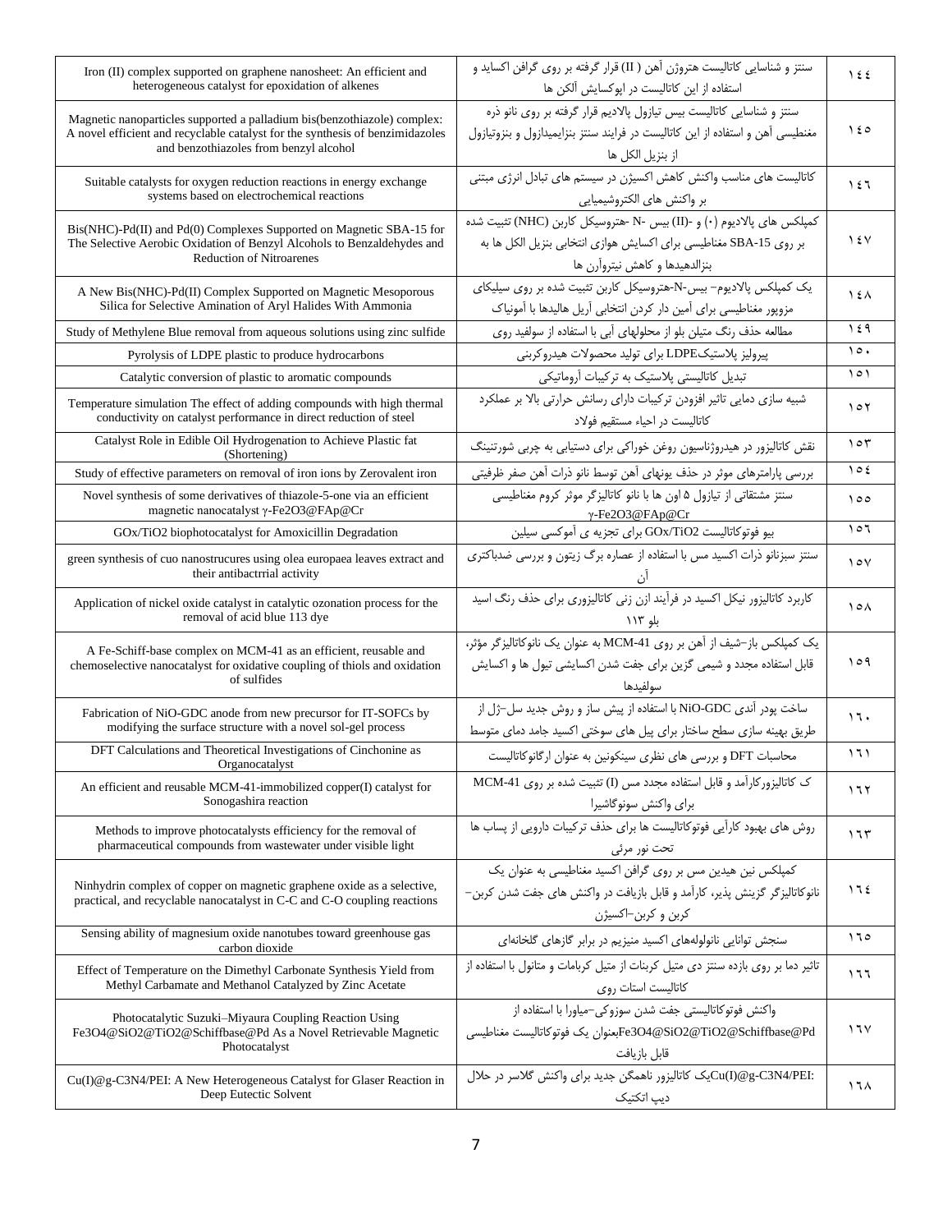| Iron (II) complex supported on graphene nanosheet: An efficient and heterogeneous catalyst for epoxidation of alkenes | سنتز و شناسایی کاتالیست هتروژن آهن ( II) قرار گرفته بر روی گرافن اکساید و استفاده از این کاتالیست در اپوکسایش آلکن ها | ۱۴۴ |
|---|---|---|
| Magnetic nanoparticles supported a palladium bis(benzothiazole) complex: A novel efficient and recyclable catalyst for the synthesis of benzimidazoles and benzothiazoles from benzyl alcohol | سنتز و شناسایی کاتالیست بیس تیازول پالادیم قرار گرفته بر روی نانو ذره مغنطیسی آهن و استفاده از این کاتالیست در فرایند سنتز بنزایمیدازول و بنزوتیازول از بنزیل الکل ها | ۱۴۵ |
| Suitable catalysts for oxygen reduction reactions in energy exchange systems based on electrochemical reactions | کاتالیست های مناسب واکنش کاهش اکسیژن در سیستم های تبادل انرژی مبتنی بر واکنش های الکتروشیمیایی | ۱۴۶ |
| Bis(NHC)-Pd(II) and Pd(0) Complexes Supported on Magnetic SBA-15 for The Selective Aerobic Oxidation of Benzyl Alcohols to Benzaldehydes and Reduction of Nitroarenes | کمپلکس های پالادیوم (۰) و -(II) بیس -N -هتروسیکل کاربن (NHC) تثبیت شده بر روی SBA-15 مغناطیسی برای اکسایش هوازی انتخابی بنزیل الکل ها به بنزالدهیدها و کاهش نیتروآرن ها | ۱۴۷ |
| A New Bis(NHC)-Pd(II) Complex Supported on Magnetic Mesoporous Silica for Selective Amination of Aryl Halides With Ammonia | یک کمپلکس پالادیوم- بیس-N-هتروسیکل کاربن تثبیت شده بر روی سیلیکای مزوپور مغناطیسی برای آمین دار کردن انتخابی آریل هالیدها با آمونیاک | ۱۴۸ |
| Study of Methylene Blue removal from aqueous solutions using zinc sulfide | مطالعه حذف رنگ متیلن بلو از محلولهای آبی با استفاده از سولفید روی | ۱۴۹ |
| Pyrolysis of LDPE plastic to produce hydrocarbons | پیرولیز پلاستیکLDPE برای تولید محصولات هیدروکربنی | ۱۵۰ |
| Catalytic conversion of plastic to aromatic compounds | تبدیل کاتالیستی پلاستیک به ترکیبات آروماتیکی | ۱۵۱ |
| Temperature simulation The effect of adding compounds with high thermal conductivity on catalyst performance in direct reduction of steel | شبیه سازی دمایی تاثیر افزودن ترکیبات دارای رسانش حرارتی بالا بر عملکرد کاتالیست در احیاء مستقیم فولاد | ۱۵۲ |
| Catalyst Role in Edible Oil Hydrogenation to Achieve Plastic fat (Shortening) | نقش کاتالیزور در هیدروژناسیون روغن خوراکی برای دستیابی به چربی شورتنینگ | ۱۵۳ |
| Study of effective parameters on removal of iron ions by Zerovalent iron | بررسی پارامترهای موثر در حذف یونهای آهن توسط نانو ذرات آهن صفر ظرفیتی | ۱۵۴ |
| Novel synthesis of some derivatives of thiazole-5-one via an efficient magnetic nanocatalyst γ-Fe2O3@FAp@Cr | سنتز مشتقاتی از تیازول ۵ اون ها با نانو کاتالیزگر موثر کروم مغناطیسی γ-Fe2O3@FAp@Cr | ۱۵۵ |
| GOx/TiO2 biophotocatalyst for Amoxicillin Degradation | بیو فوتوکاتالیست GOx/TiO2 برای تجزیه ی آموکسی سیلین | ۱۵۶ |
| green synthesis of cuo nanostrucures using olea europaea leaves extract and their antibactrrial activity | سنتز سبزنانو ذرات اکسید مس با استفاده از عصاره برگ زیتون و بررسی ضدباکتری آن | ۱۵۷ |
| Application of nickel oxide catalyst in catalytic ozonation process for the removal of acid blue 113 dye | کاربرد کاتالیزور نیکل اکسید در فرآیند ازن زنی کاتالیزوری برای حذف رنگ اسید بلو ۱۱۳ | ۱۵۸ |
| A Fe-Schiff-base complex on MCM-41 as an efficient, reusable and chemoselective nanocatalyst for oxidative coupling of thiols and oxidation of sulfides | یک کمپلکس باز-شیف از آهن بر روی MCM-41 به عنوان یک نانوکاتالیزگر مؤثر، قابل استفاده مجدد و شیمی گزین برای جفت شدن اکسایشی تیول ها و اکسایش سولفیدها | ۱۵۹ |
| Fabrication of NiO-GDC anode from new precursor for IT-SOFCs by modifying the surface structure with a novel sol-gel process | ساخت پودر آندی NiO-GDC با استفاده از پیش ساز و روش جدید سل-ژل از طریق بهینه سازی سطح ساختار برای پیل های سوختی اکسید جامد دمای متوسط | ۱۶۰ |
| DFT Calculations and Theoretical Investigations of Cinchonine as Organocatalyst | محاسبات DFT و بررسی های نظری سینکونین به عنوان ارگانوکاتالیست | ۱۶۱ |
| An efficient and reusable MCM-41-immobilized copper(I) catalyst for Sonogashira reaction | ک کاتالیزورکارآمد و قابل استفاده مجدد مس (I) تثبیت شده بر روی MCM-41 برای واکنش سونوگاشیرا | ۱۶۲ |
| Methods to improve photocatalysts efficiency for the removal of pharmaceutical compounds from wastewater under visible light | روش های بهبود کارآیی فوتوکاتالیست ها برای حذف ترکیبات دارویی از پساب ها تحت نور مرئی | ۱۶۳ |
| Ninhydrin complex of copper on magnetic graphene oxide as a selective, practical, and recyclable nanocatalyst in C-C and C-O coupling reactions | کمپلکس نین هیدین مس بر روی گرافن اکسید مغناطیسی به عنوان یک نانوکاتالیزگر گزینش پذیر، کارآمد و قابل بازیافت در واکنش های جفت شدن کربن-کربن و کربن-اکسیژن | ۱۶۴ |
| Sensing ability of magnesium oxide nanotubes toward greenhouse gas carbon dioxide | سنجش توانایی نانولوله‌های اکسید منیزیم در برابر گازهای گلخانه‌ای | ۱۶۵ |
| Effect of Temperature on the Dimethyl Carbonate Synthesis Yield from Methyl Carbamate and Methanol Catalyzed by Zinc Acetate | تاثیر دما بر روی بازده سنتز دی متیل کربنات از متیل کربامات و متانول با استفاده از کاتالیست استات روی | ۱۶۶ |
| Photocatalytic Suzuki–Miyaura Coupling Reaction Using Fe3O4@SiO2@TiO2@Schiffbase@Pd As a Novel Retrievable Magnetic Photocatalyst | واکنش فوتوکاتالیستی جفت شدن سوزوکی-میاورا با استفاده از Fe3O4@SiO2@TiO2@Schiffbase@Pdبعنوان یک فوتوکاتالیست مغناطیسی قابل بازیافت | ۱۶۷ |
| Cu(I)@g-C3N4/PEI: A New Heterogeneous Catalyst for Glaser Reaction in Deep Eutectic Solvent | Cu(I)@g-C3N4/PEI:یک کاتالیزور ناهمگن جدید برای واکنش گلاسر در حلال دیپ اتکتیک | ۱۶۸ |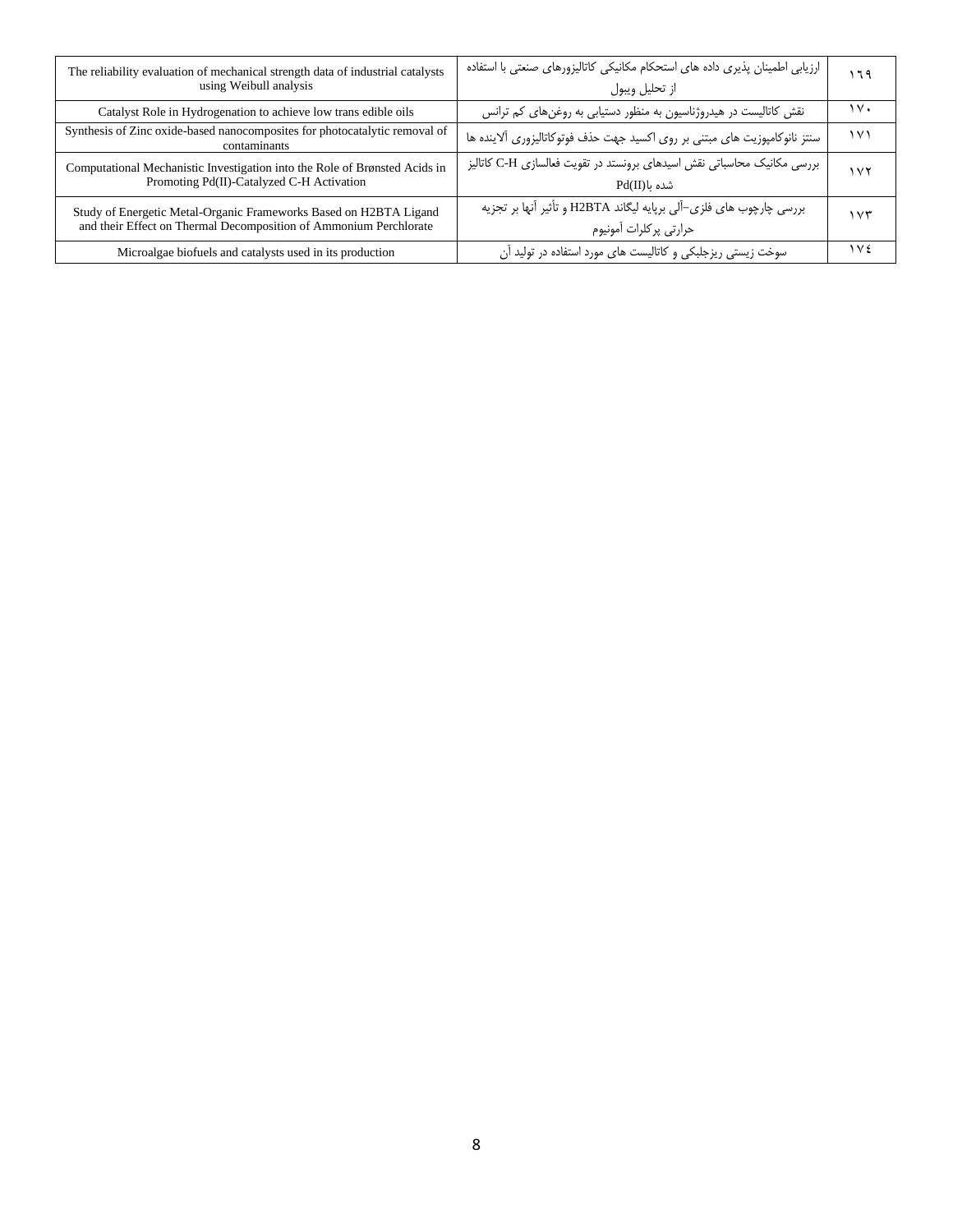| | | |
|---|---|---|
| The reliability evaluation of mechanical strength data of industrial catalysts using Weibull analysis | ارزیابی اطمینان پذیری داده های استحکام مکانیکی کاتالیزورهای صنعتی با استفاده از تحلیل ویبول | ۱٦۹ |
| Catalyst Role in Hydrogenation to achieve low trans edible oils | نقش کاتالیست در هیدروژناسیون به منظور دستیابی به روغن‌های کم ترانس | ۱۷۰ |
| Synthesis of Zinc oxide-based nanocomposites for photocatalytic removal of contaminants | سنتز نانوکامپوزیت های مبتنی بر روی اکسید جهت حذف فوتوکاتالیزوری آلاینده ها | ۱۷۱ |
| Computational Mechanistic Investigation into the Role of Brønsted Acids in Promoting Pd(II)-Catalyzed C-H Activation | بررسی مکانیک محاسباتی نقش اسیدهای برونستد در تقویت فعالسازی C-H کاتالیز شده با Pd(II) | ۱۷۲ |
| Study of Energetic Metal-Organic Frameworks Based on H2BTA Ligand and their Effect on Thermal Decomposition of Ammonium Perchlorate | بررسی چارچوب های فلزی–آلی برپایه لیگاند H2BTA و تأثیر آنها بر تجزیه حرارتی پرکلرات آمونیوم | ۱۷۳ |
| Microalgae biofuels and catalysts used in its production | سوخت زیستی ریزجلبکی و کاتالیست های مورد استفاده در تولید آن | ۱۷٤ |